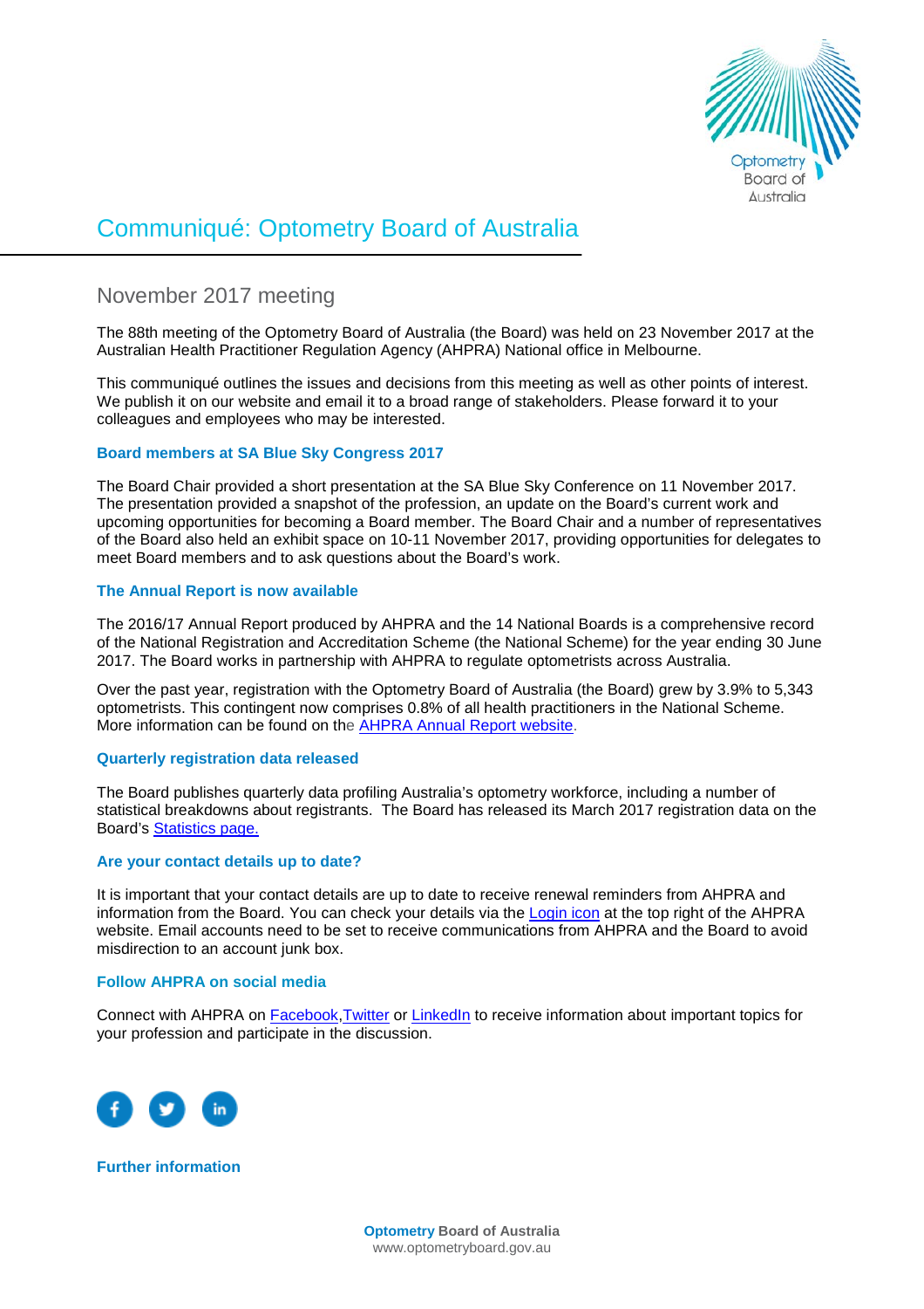# Communiqué: Optometry Board of Australia

## November 2017 meeting

The 88th meeting of the Optometry Board of Australia (the Board) was held on 23 November 2017 at the Australian Health Practitioner Regulation Agency (AHPRA) National office in Melbourne.

This communiqué outlines the issues and decisions from this meeting as well as other points of interest. We publish it on our website and email it to a broad range of stakeholders. Please forward it to your colleagues and employees who may be interested.

### Board members at SA Blue Sky Congress 2017

The Board Chair provided a short presentation at the SA Blue Sky Conference on 11 November 2017. The presentation provided a snapshot of the profession, an update on the Board's current work and upcoming opportunities for becoming a Board member. The Board Chair and a number of representatives of the Board also held an exhibit space on 10-11 November 2017, providing opportunities for delegates to meet Board members and to ask questions about the Board's work.

### The Annual Report is now available

The 2016/17 Annual Report produced by AHPRA and the 14 National Boards is a comprehensive record of the National Registration and Accreditation Scheme (the National Scheme) for the year ending 30 June 2017. The Board works in partnership with AHPRA to regulate optometrists across Australia.

Over the past year, registration with the Optometry Board of Australia (the Board) grew by 3.9% to 5,343 optometrists. This contingent now comprises 0.8% of all health practitioners in the National Scheme. More information can be found on the AHPRA Annual Report website.

### Quarterly registration data released

The Board publishes quarterly data profiling Australia's optometry workforce, including a number of statistical breakdowns about registrants. The Board has released its March 2017 registration data on the Board's Statistics page.

### Are your contact details up to date?

It is important that your contact details are up to date to receive renewal reminders from AHPRA and information from the Board. You can check your details via the Login icon at the top right of the AHPRA website. Email accounts need to be set to receive communications from AHPRA and the Board to avoid misdirection to an account junk box.

### Follow AHPRA on social media

Connect with AHPRA on Facebook, Twitter or LinkedIn to receive information about important topics for your profession and participate in the discussion.

### Further information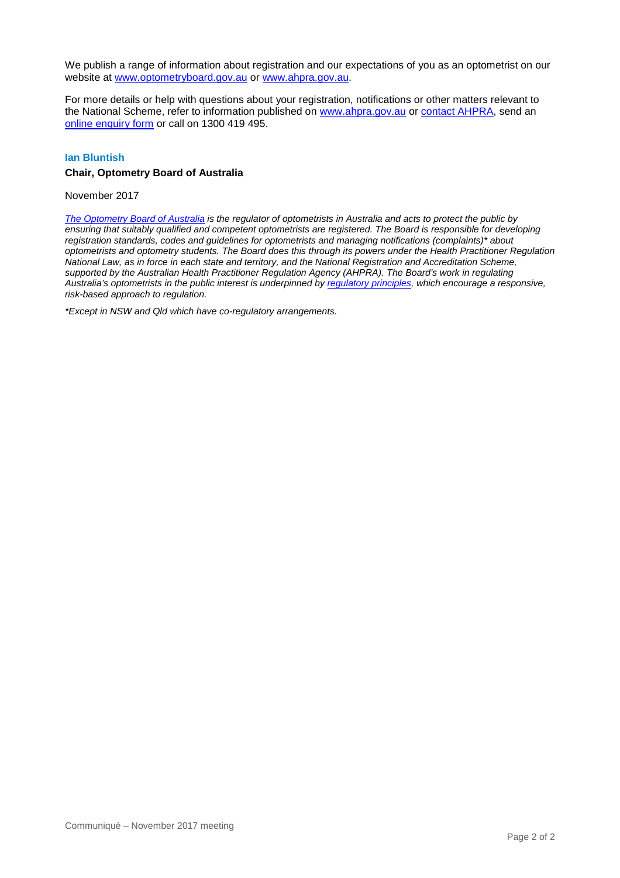We publish a range of information about registration and our expectations of you as an optometrist on our website at [www.optometryboard.gov.au](http://www.optometryboard.gov.au) or [www.ahpra.gov.au](http://www.ahpra.gov.au).

For more details or help with questions about your registration, notifications or other matters relevant to the National Scheme, refer to information published on [www.ahpra.gov.au](http://www.ahpra.gov.au) or contact AHPRA, send an online enquiry form or call on 1300 419 495.

**Ian Bluntish**

**Chair, Optometry Board of Australia**

November 2017

*The Optometry Board of Australia is the regulator of optometrists in Australia and acts to protect the public by ensuring that suitably qualified and competent optometrists are registered. The Board is responsible for developing registration standards, codes and guidelines for optometrists and managing notifications (complaints)\* about optometrists and optometry students. The Board does this through its powers under the Health Practitioner Regulation National Law, as in force in each state and territory, and the National Registration and Accreditation Scheme, supported by the Australian Health Practitioner Regulation Agency (AHPRA). The Board's work in regulating Australia's optometrists in the public interest is underpinned by regulatory principles, which encourage a responsive, risk-based approach to regulation.*

*\*Except in NSW and Qld which have co-regulatory arrangements.*